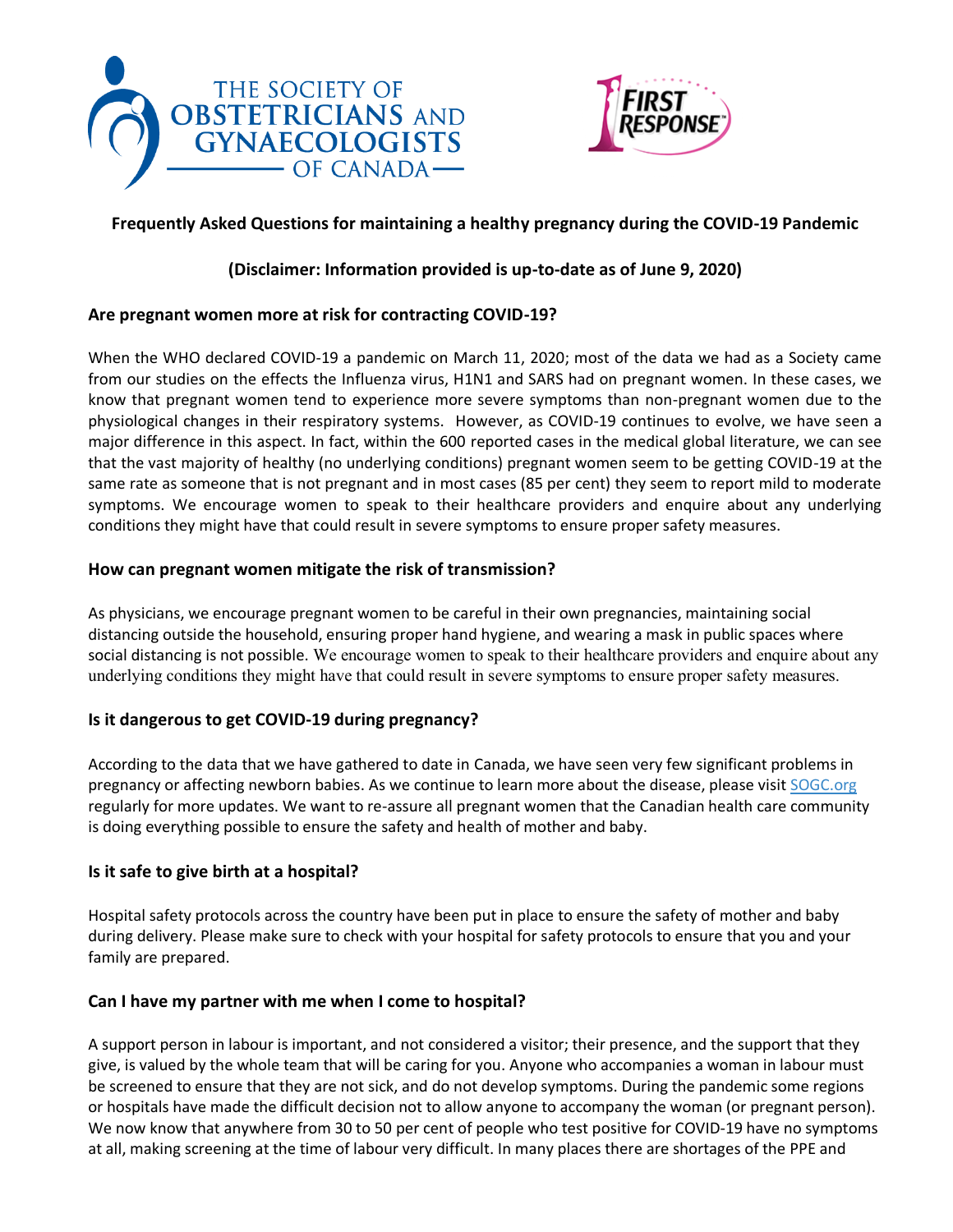THE SOCIETY OF OBSTETRICIANS AND GYNAECOLOGISTS OF CANADA

FIRST RESPONSE™

**Frequently Asked Questions for maintaining a healthy pregnancy during the COVID-19 Pandemic**

**(Disclaimer: Information provided is up-to-date as of June 9, 2020)**

### Are pregnant women more at risk for contracting COVID-19?

When the WHO declared COVID-19 a pandemic on March 11, 2020; most of the data we had as a Society came from our studies on the effects the Influenza virus, H1N1 and SARS had on pregnant women. In these cases, we know that pregnant women tend to experience more severe symptoms than non-pregnant women due to the physiological changes in their respiratory systems. However, as COVID-19 continues to evolve, we have seen a major difference in this aspect. In fact, within the 600 reported cases in the medical global literature, we can see that the vast majority of healthy (no underlying conditions) pregnant women seem to be getting COVID-19 at the same rate as someone that is not pregnant and in most cases (85 per cent) they seem to report mild to moderate symptoms. We encourage women to speak to their healthcare providers and enquire about any underlying conditions they might have that could result in severe symptoms to ensure proper safety measures.

### How can pregnant women mitigate the risk of transmission?

As physicians, we encourage pregnant women to be careful in their own pregnancies, maintaining social distancing outside the household, ensuring proper hand hygiene, and wearing a mask in public spaces where social distancing is not possible. We encourage women to speak to their healthcare providers and enquire about any underlying conditions they might have that could result in severe symptoms to ensure proper safety measures.

### Is it dangerous to get COVID-19 during pregnancy?

According to the data that we have gathered to date in Canada, we have seen very few significant problems in pregnancy or affecting newborn babies. As we continue to learn more about the disease, please visit [SOGC.org](SOGC.org) regularly for more updates. We want to re-assure all pregnant women that the Canadian health care community is doing everything possible to ensure the safety and health of mother and baby.

### Is it safe to give birth at a hospital?

Hospital safety protocols across the country have been put in place to ensure the safety of mother and baby during delivery. Please make sure to check with your hospital for safety protocols to ensure that you and your family are prepared.

### Can I have my partner with me when I come to hospital?

A support person in labour is important, and not considered a visitor; their presence, and the support that they give, is valued by the whole team that will be caring for you. Anyone who accompanies a woman in labour must be screened to ensure that they are not sick, and do not develop symptoms. During the pandemic some regions or hospitals have made the difficult decision not to allow anyone to accompany the woman (or pregnant person). We now know that anywhere from 30 to 50 per cent of people who test positive for COVID-19 have no symptoms at all, making screening at the time of labour very difficult. In many places there are shortages of the PPE and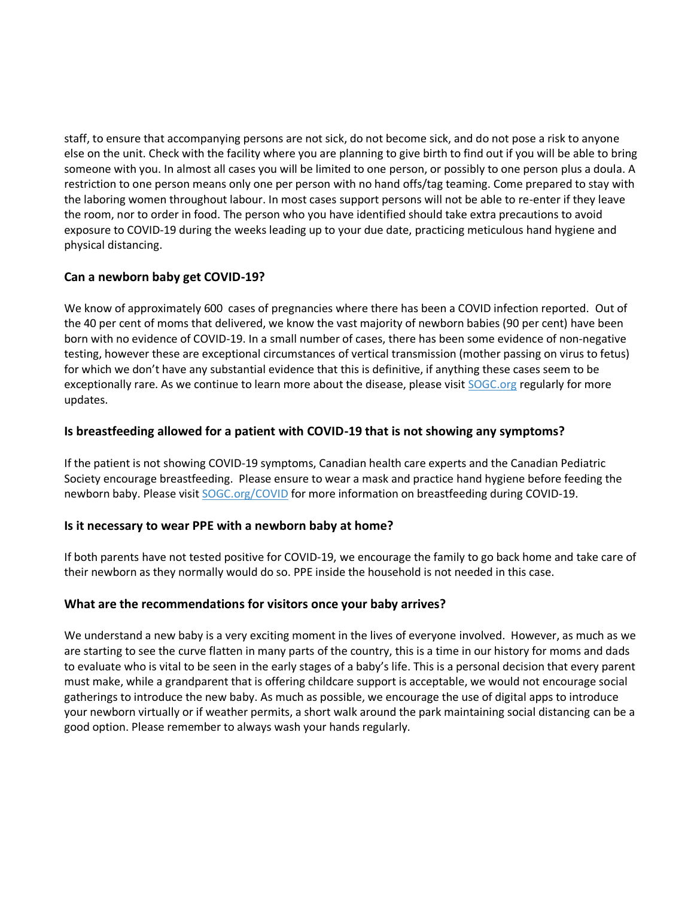staff, to ensure that accompanying persons are not sick, do not become sick, and do not pose a risk to anyone else on the unit. Check with the facility where you are planning to give birth to find out if you will be able to bring someone with you. In almost all cases you will be limited to one person, or possibly to one person plus a doula. A restriction to one person means only one per person with no hand offs/tag teaming. Come prepared to stay with the laboring women throughout labour. In most cases support persons will not be able to re-enter if they leave the room, nor to order in food. The person who you have identified should take extra precautions to avoid exposure to COVID-19 during the weeks leading up to your due date, practicing meticulous hand hygiene and physical distancing.

### Can a newborn baby get COVID-19?

We know of approximately 600 cases of pregnancies where there has been a COVID infection reported. Out of the 40 per cent of moms that delivered, we know the vast majority of newborn babies (90 per cent) have been born with no evidence of COVID-19. In a small number of cases, there has been some evidence of non-negative testing, however these are exceptional circumstances of vertical transmission (mother passing on virus to fetus) for which we don't have any substantial evidence that this is definitive, if anything these cases seem to be exceptionally rare. As we continue to learn more about the disease, please visit [SOGC.org](SOGC.org) regularly for more updates.

### Is breastfeeding allowed for a patient with COVID-19 that is not showing any symptoms?

If the patient is not showing COVID-19 symptoms, Canadian health care experts and the Canadian Pediatric Society encourage breastfeeding. Please ensure to wear a mask and practice hand hygiene before feeding the newborn baby. Please visit [SOGC.org/COVID](SOGC.org/COVID) for more information on breastfeeding during COVID-19.

### Is it necessary to wear PPE with a newborn baby at home?

If both parents have not tested positive for COVID-19, we encourage the family to go back home and take care of their newborn as they normally would do so. PPE inside the household is not needed in this case.

### What are the recommendations for visitors once your baby arrives?

We understand a new baby is a very exciting moment in the lives of everyone involved. However, as much as we are starting to see the curve flatten in many parts of the country, this is a time in our history for moms and dads to evaluate who is vital to be seen in the early stages of a baby's life. This is a personal decision that every parent must make, while a grandparent that is offering childcare support is acceptable, we would not encourage social gatherings to introduce the new baby. As much as possible, we encourage the use of digital apps to introduce your newborn virtually or if weather permits, a short walk around the park maintaining social distancing can be a good option. Please remember to always wash your hands regularly.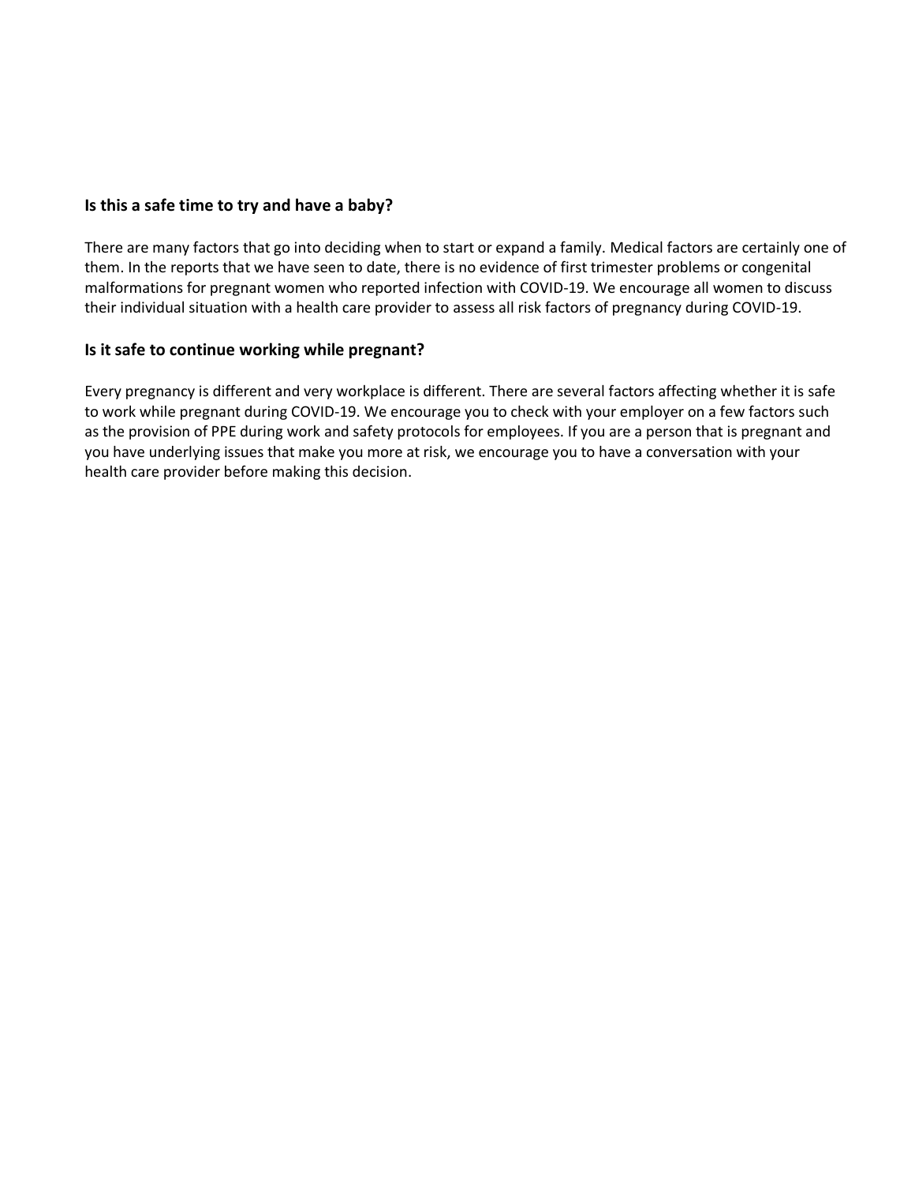### Is this a safe time to try and have a baby?

There are many factors that go into deciding when to start or expand a family. Medical factors are certainly one of them. In the reports that we have seen to date, there is no evidence of first trimester problems or congenital malformations for pregnant women who reported infection with COVID-19. We encourage all women to discuss their individual situation with a health care provider to assess all risk factors of pregnancy during COVID-19.

### Is it safe to continue working while pregnant?

Every pregnancy is different and very workplace is different. There are several factors affecting whether it is safe to work while pregnant during COVID-19. We encourage you to check with your employer on a few factors such as the provision of PPE during work and safety protocols for employees. If you are a person that is pregnant and you have underlying issues that make you more at risk, we encourage you to have a conversation with your health care provider before making this decision.